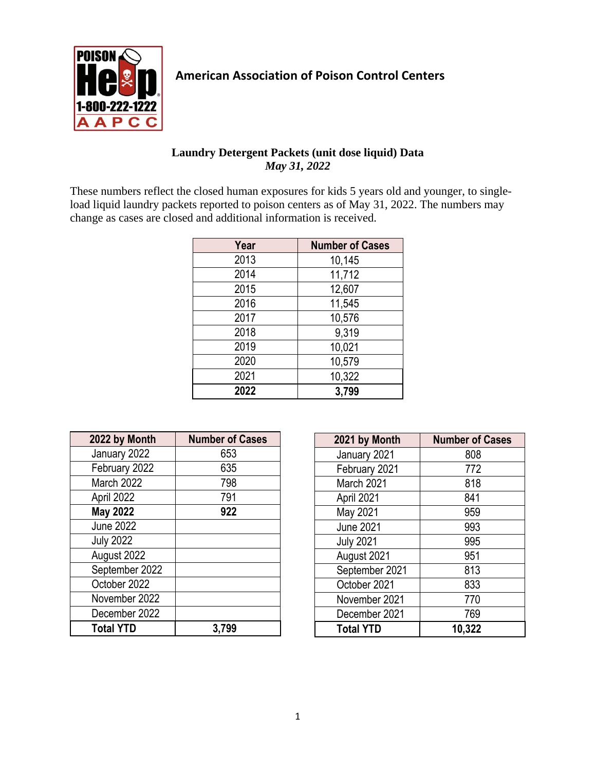**American Association of Poison Control Centers**

## Laundry Detergent Packets (unit dose liquid) Data

*May 31, 2022*

These numbers reflect the closed human exposures for kids 5 years old and younger, to single-load liquid laundry packets reported to poison centers as of May 31, 2022. The numbers may change as cases are closed and additional information is received.

| Year | Number of Cases |
|---|---|
| 2013 | 10,145 |
| 2014 | 11,712 |
| 2015 | 12,607 |
| 2016 | 11,545 |
| 2017 | 10,576 |
| 2018 | 9,319 |
| 2019 | 10,021 |
| 2020 | 10,579 |
| 2021 | 10,322 |
| **2022** | **3,799** |

| 2022 by Month | Number of Cases |
|---|---|
| January 2022 | 653 |
| February 2022 | 635 |
| March 2022 | 798 |
| April 2022 | 791 |
| **May 2022** | **922** |
| June 2022 | |
| July 2022 | |
| August 2022 | |
| September 2022 | |
| October 2022 | |
| November 2022 | |
| December 2022 | |
| **Total YTD** | **3,799** |

| 2021 by Month | Number of Cases |
|---|---|
| January 2021 | 808 |
| February 2021 | 772 |
| March 2021 | 818 |
| April 2021 | 841 |
| May 2021 | 959 |
| June 2021 | 993 |
| July 2021 | 995 |
| August 2021 | 951 |
| September 2021 | 813 |
| October 2021 | 833 |
| November 2021 | 770 |
| December 2021 | 769 |
| **Total YTD** | **10,322** |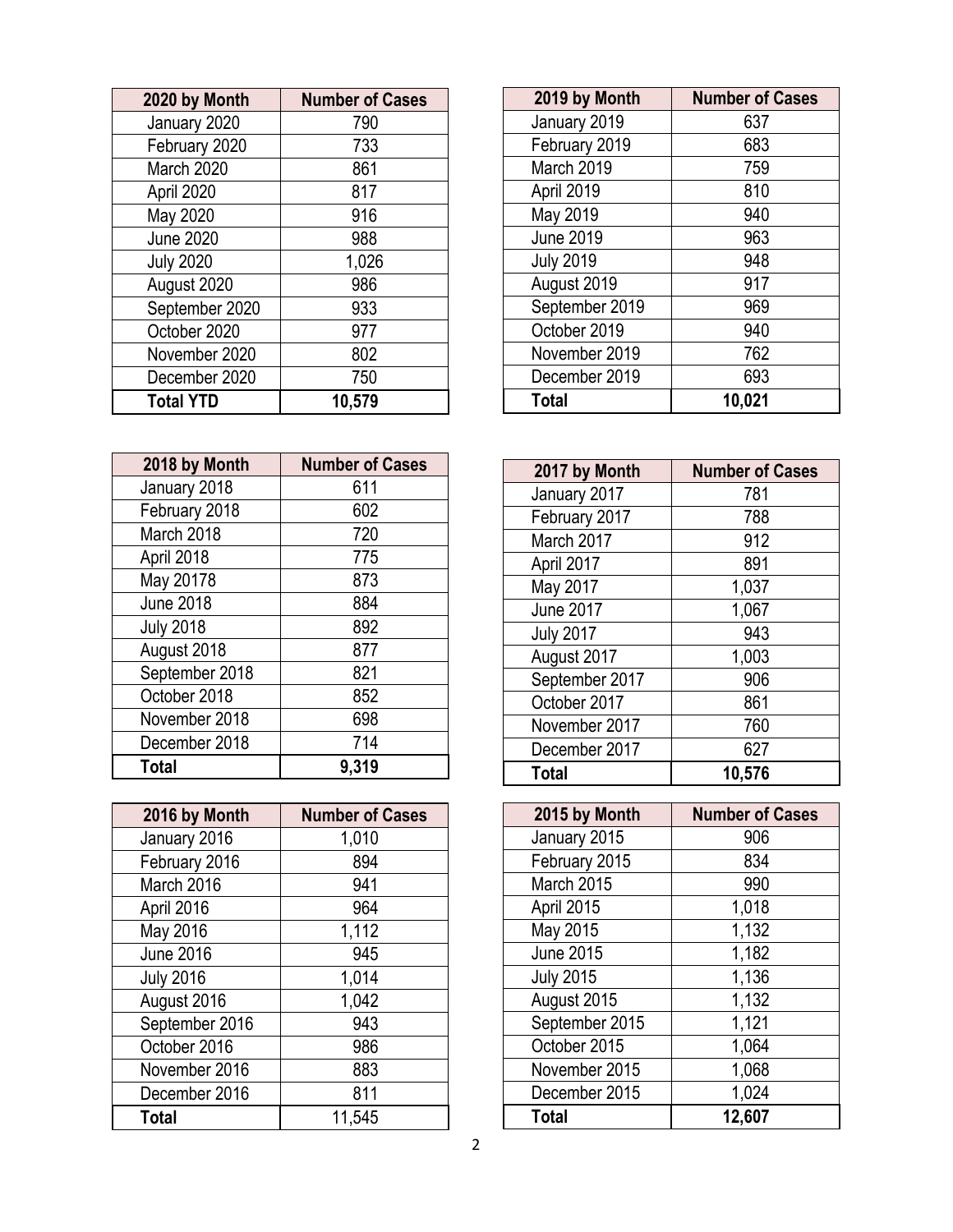| 2020 by Month | Number of Cases |
|---|---|
| January 2020 | 790 |
| February 2020 | 733 |
| March 2020 | 861 |
| April 2020 | 817 |
| May 2020 | 916 |
| June 2020 | 988 |
| July 2020 | 1,026 |
| August 2020 | 986 |
| September 2020 | 933 |
| October 2020 | 977 |
| November 2020 | 802 |
| December 2020 | 750 |
| **Total YTD** | **10,579** |

| 2019 by Month | Number of Cases |
|---|---|
| January 2019 | 637 |
| February 2019 | 683 |
| March 2019 | 759 |
| April 2019 | 810 |
| May 2019 | 940 |
| June 2019 | 963 |
| July 2019 | 948 |
| August 2019 | 917 |
| September 2019 | 969 |
| October 2019 | 940 |
| November 2019 | 762 |
| December 2019 | 693 |
| **Total** | **10,021** |

| 2018 by Month | Number of Cases |
|---|---|
| January 2018 | 611 |
| February 2018 | 602 |
| March 2018 | 720 |
| April 2018 | 775 |
| May 20178 | 873 |
| June 2018 | 884 |
| July 2018 | 892 |
| August 2018 | 877 |
| September 2018 | 821 |
| October 2018 | 852 |
| November 2018 | 698 |
| December 2018 | 714 |
| **Total** | **9,319** |

| 2017 by Month | Number of Cases |
|---|---|
| January 2017 | 781 |
| February 2017 | 788 |
| March 2017 | 912 |
| April 2017 | 891 |
| May 2017 | 1,037 |
| June 2017 | 1,067 |
| July 2017 | 943 |
| August 2017 | 1,003 |
| September 2017 | 906 |
| October 2017 | 861 |
| November 2017 | 760 |
| December 2017 | 627 |
| **Total** | **10,576** |

| 2016 by Month | Number of Cases |
|---|---|
| January 2016 | 1,010 |
| February 2016 | 894 |
| March 2016 | 941 |
| April 2016 | 964 |
| May 2016 | 1,112 |
| June 2016 | 945 |
| July 2016 | 1,014 |
| August 2016 | 1,042 |
| September 2016 | 943 |
| October 2016 | 986 |
| November 2016 | 883 |
| December 2016 | 811 |
| **Total** | 11,545 |

| 2015 by Month | Number of Cases |
|---|---|
| January 2015 | 906 |
| February 2015 | 834 |
| March 2015 | 990 |
| April 2015 | 1,018 |
| May 2015 | 1,132 |
| June 2015 | 1,182 |
| July 2015 | 1,136 |
| August 2015 | 1,132 |
| September 2015 | 1,121 |
| October 2015 | 1,064 |
| November 2015 | 1,068 |
| December 2015 | 1,024 |
| **Total** | **12,607** |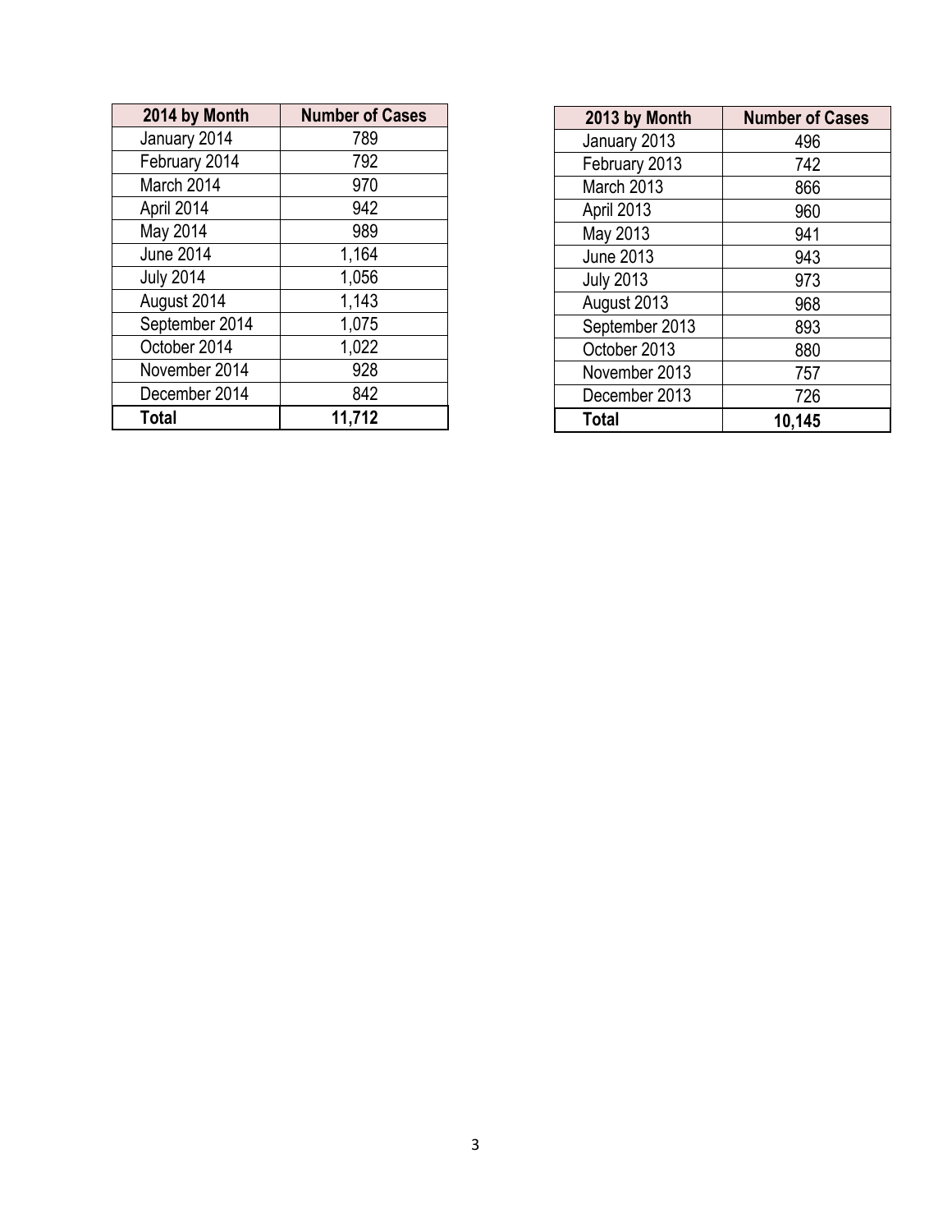| 2014 by Month | Number of Cases |
|---|---|
| January 2014 | 789 |
| February 2014 | 792 |
| March 2014 | 970 |
| April 2014 | 942 |
| May 2014 | 989 |
| June 2014 | 1,164 |
| July 2014 | 1,056 |
| August 2014 | 1,143 |
| September 2014 | 1,075 |
| October 2014 | 1,022 |
| November 2014 | 928 |
| December 2014 | 842 |
| **Total** | **11,712** |

| 2013 by Month | Number of Cases |
|---|---|
| January 2013 | 496 |
| February 2013 | 742 |
| March 2013 | 866 |
| April 2013 | 960 |
| May 2013 | 941 |
| June 2013 | 943 |
| July 2013 | 973 |
| August 2013 | 968 |
| September 2013 | 893 |
| October 2013 | 880 |
| November 2013 | 757 |
| December 2013 | 726 |
| **Total** | **10,145** |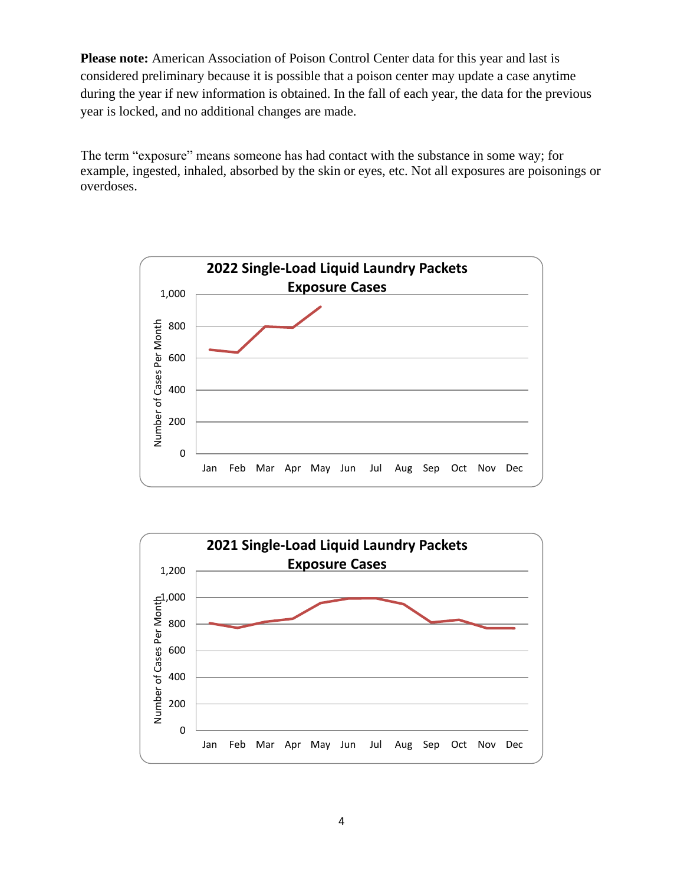**Please note:** American Association of Poison Control Center data for this year and last is considered preliminary because it is possible that a poison center may update a case anytime during the year if new information is obtained. In the fall of each year, the data for the previous year is locked, and no additional changes are made.

The term "exposure" means someone has had contact with the substance in some way; for example, ingested, inhaled, absorbed by the skin or eyes, etc. Not all exposures are poisonings or overdoses.

**2022 Single-Load Liquid Laundry Packets Exposure Cases**

Number of Cases Per Month

1,000
800
600
400
200
0

Jan Feb Mar Apr May Jun Jul Aug Sep Oct Nov Dec

**2021 Single-Load Liquid Laundry Packets Exposure Cases**

Number of Cases Per Month

1,200
1,000
800
600
400
200
0

Jan Feb Mar Apr May Jun Jul Aug Sep Oct Nov Dec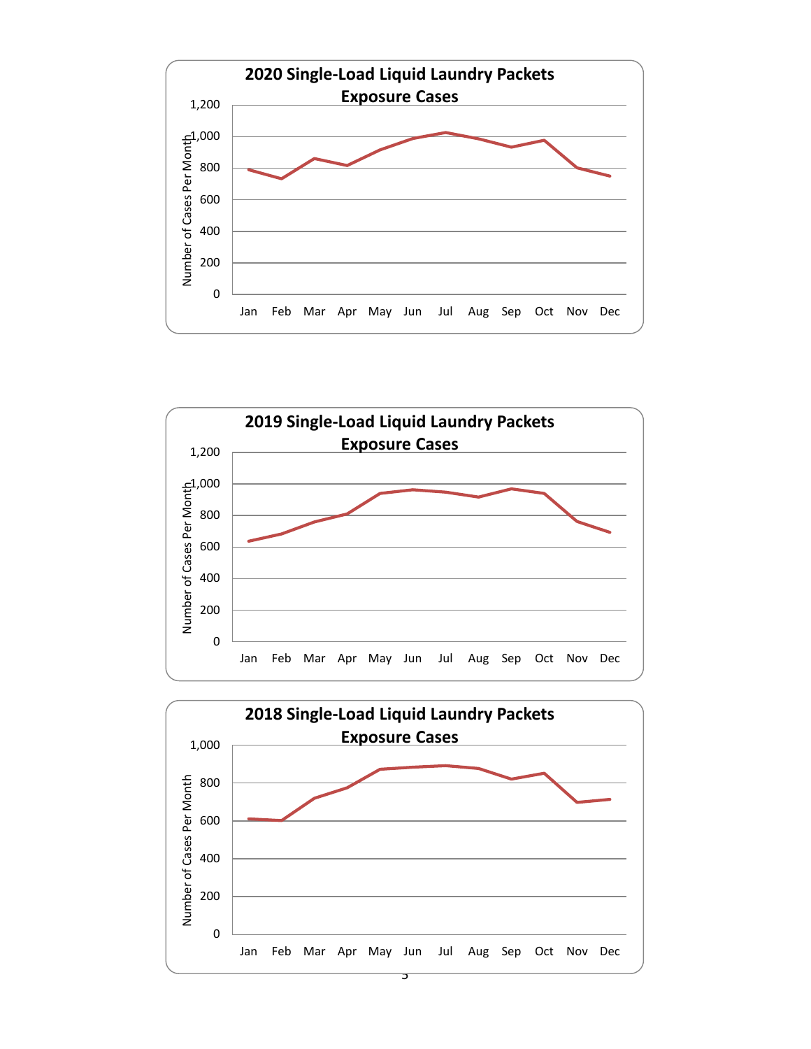**2020 Single-Load Liquid Laundry Packets Exposure Cases**

Number of Cases Per Month: 0, 200, 400, 600, 800, 1,000, 1,200

Jan Feb Mar Apr May Jun Jul Aug Sep Oct Nov Dec

**2019 Single-Load Liquid Laundry Packets Exposure Cases**

Number of Cases Per Month: 0, 200, 400, 600, 800, 1,000, 1,200

Jan Feb Mar Apr May Jun Jul Aug Sep Oct Nov Dec

**2018 Single-Load Liquid Laundry Packets Exposure Cases**

Number of Cases Per Month: 0, 200, 400, 600, 800, 1,000

Jan Feb Mar Apr May Jun Jul Aug Sep Oct Nov Dec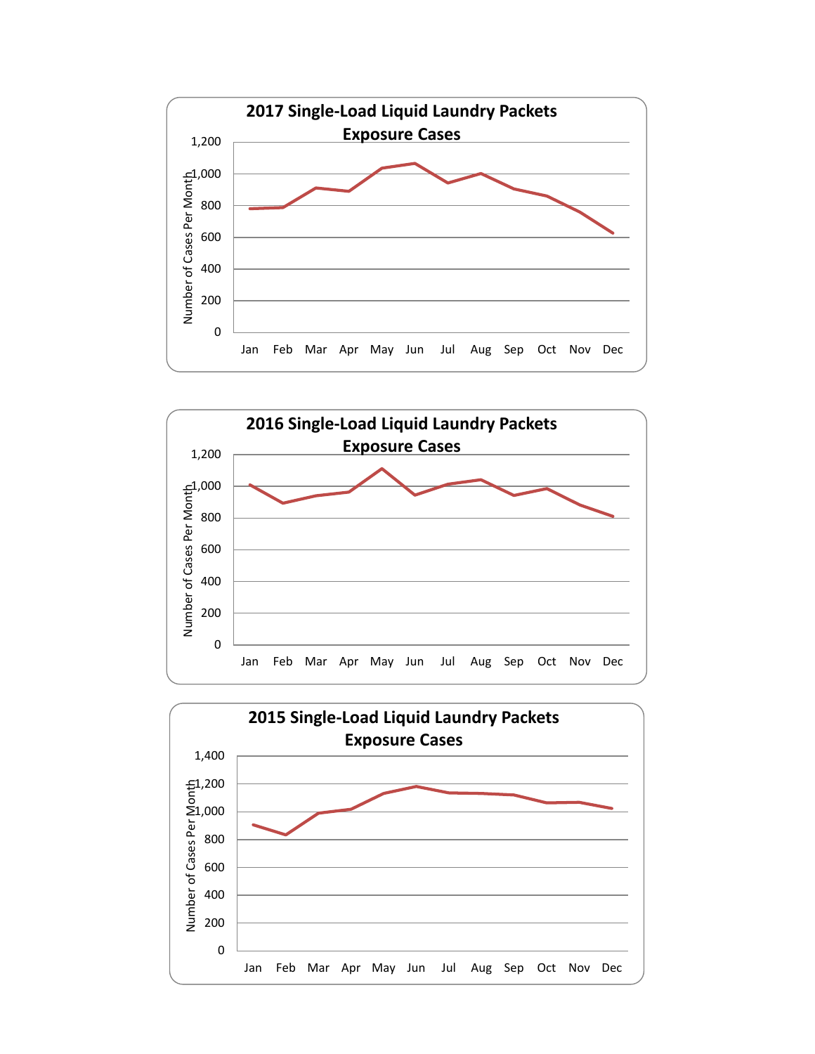**2017 Single-Load Liquid Laundry Packets Exposure Cases**

Number of Cases Per Month

1,200
1,000
800
600
400
200
0

Jan Feb Mar Apr May Jun Jul Aug Sep Oct Nov Dec

**2016 Single-Load Liquid Laundry Packets Exposure Cases**

Number of Cases Per Month

1,200
1,000
800
600
400
200
0

Jan Feb Mar Apr May Jun Jul Aug Sep Oct Nov Dec

**2015 Single-Load Liquid Laundry Packets Exposure Cases**

Number of Cases Per Month

1,400
1,200
1,000
800
600
400
200
0

Jan Feb Mar Apr May Jun Jul Aug Sep Oct Nov Dec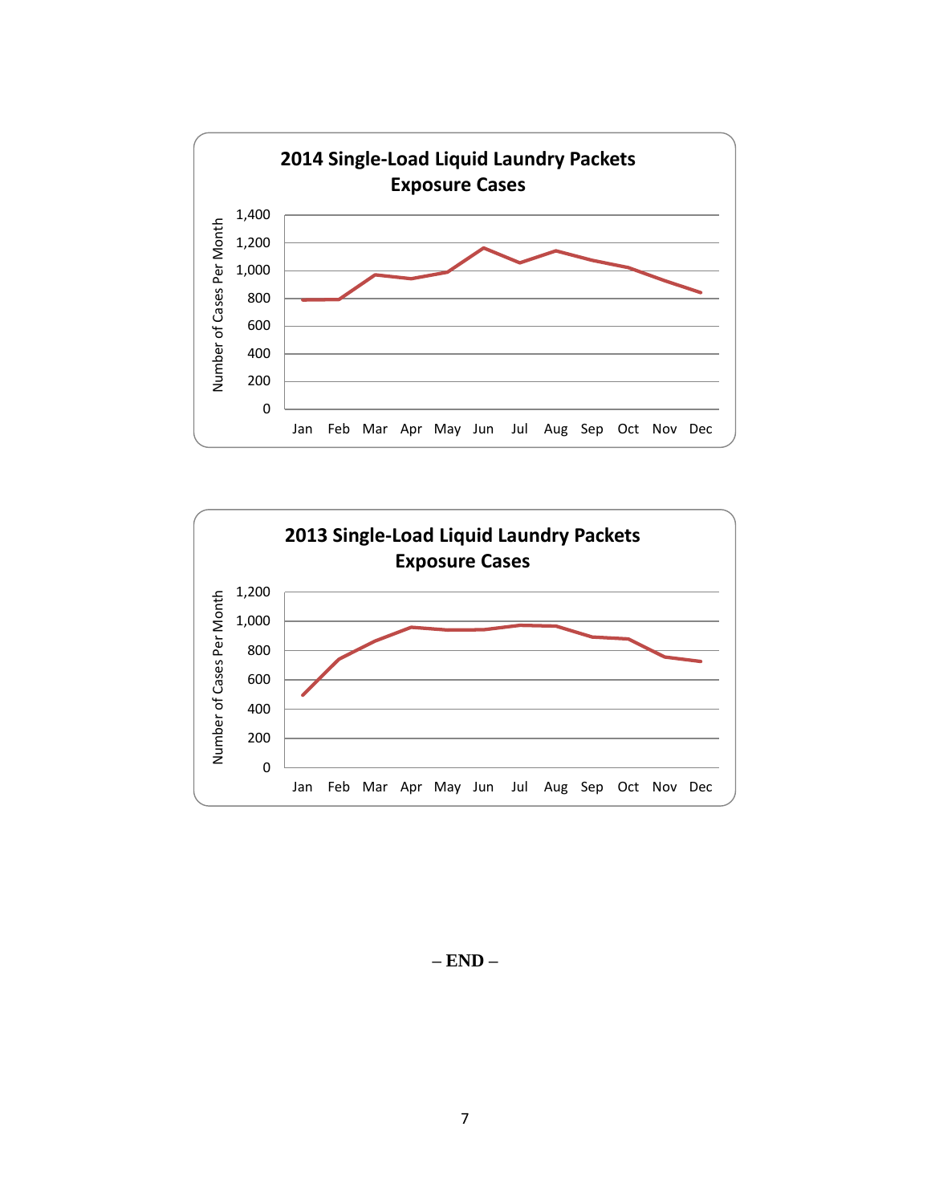2014 Single-Load Liquid Laundry Packets Exposure Cases

Number of Cases Per Month

1,400
1,200
1,000
800
600
400
200
0

Jan Feb Mar Apr May Jun Jul Aug Sep Oct Nov Dec

2013 Single-Load Liquid Laundry Packets Exposure Cases

Number of Cases Per Month

1,200
1,000
800
600
400
200
0

Jan Feb Mar Apr May Jun Jul Aug Sep Oct Nov Dec

**– END –**